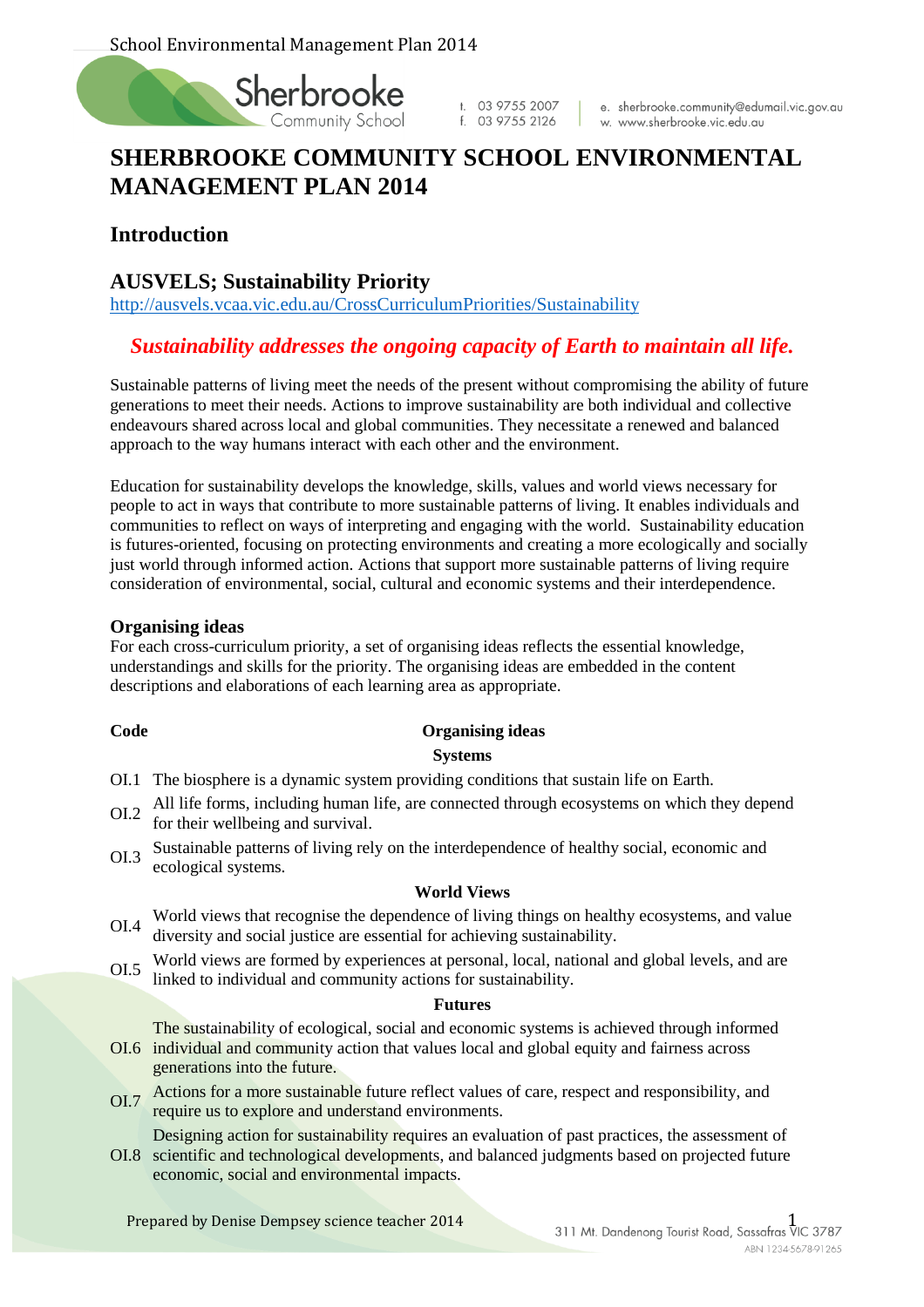# SHERBROOKE COMMUNITY SCHOOL ENVIRONMENTAL MANAGEMENT PLAN 2014

## Introduction

## AUSVELS; Sustainability Priority

http://ausvels.vcaa.vic.edu.au/CrossCurriculumPriorities/Sustainability

***Sustainability addresses the ongoing capacity of Earth to maintain all life.***

Sustainable patterns of living meet the needs of the present without compromising the ability of future generations to meet their needs. Actions to improve sustainability are both individual and collective endeavours shared across local and global communities. They necessitate a renewed and balanced approach to the way humans interact with each other and the environment.

Education for sustainability develops the knowledge, skills, values and world views necessary for people to act in ways that contribute to more sustainable patterns of living. It enables individuals and communities to reflect on ways of interpreting and engaging with the world. Sustainability education is futures-oriented, focusing on protecting environments and creating a more ecologically and socially just world through informed action. Actions that support more sustainable patterns of living require consideration of environmental, social, cultural and economic systems and their interdependence.

### Organising ideas

For each cross-curriculum priority, a set of organising ideas reflects the essential knowledge, understandings and skills for the priority. The organising ideas are embedded in the content descriptions and elaborations of each learning area as appropriate.

| Code | Organising ideas |
|---|---|
| | **Systems** |
| OI.1 | The biosphere is a dynamic system providing conditions that sustain life on Earth. |
| OI.2 | All life forms, including human life, are connected through ecosystems on which they depend for their wellbeing and survival. |
| OI.3 | Sustainable patterns of living rely on the interdependence of healthy social, economic and ecological systems. |
| | **World Views** |
| OI.4 | World views that recognise the dependence of living things on healthy ecosystems, and value diversity and social justice are essential for achieving sustainability. |
| OI.5 | World views are formed by experiences at personal, local, national and global levels, and are linked to individual and community actions for sustainability. |
| | **Futures** |
| OI.6 | The sustainability of ecological, social and economic systems is achieved through informed individual and community action that values local and global equity and fairness across generations into the future. |
| OI.7 | Actions for a more sustainable future reflect values of care, respect and responsibility, and require us to explore and understand environments. |
| OI.8 | Designing action for sustainability requires an evaluation of past practices, the assessment of scientific and technological developments, and balanced judgments based on projected future economic, social and environmental impacts. |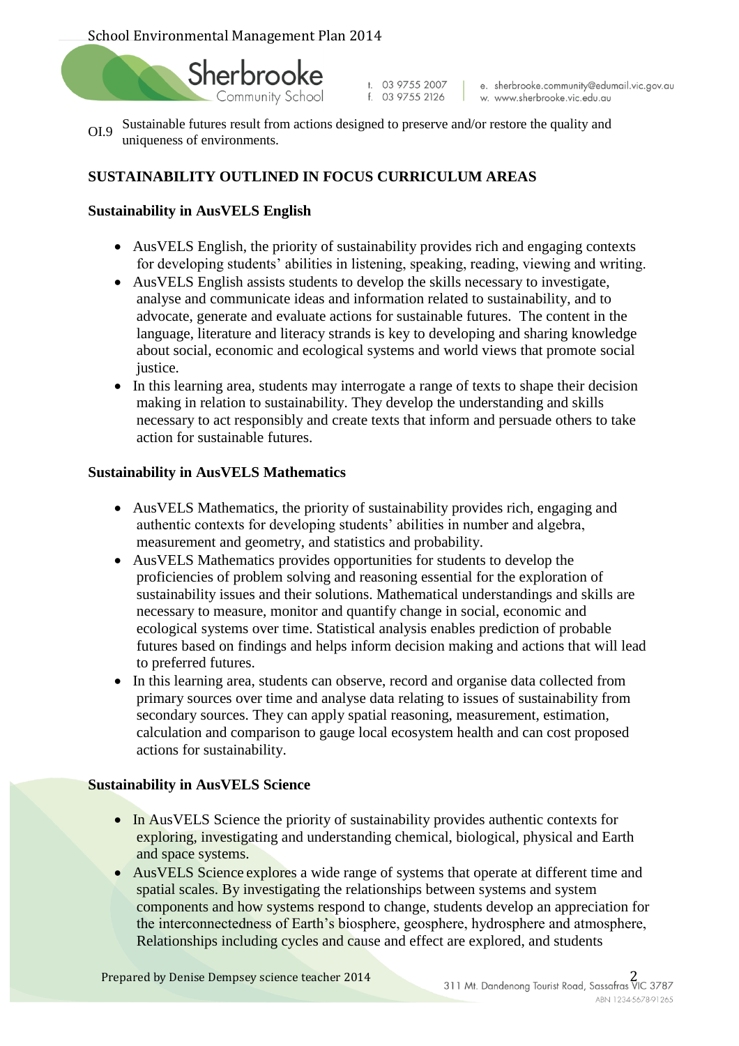OI.9 Sustainable futures result from actions designed to preserve and/or restore the quality and uniqueness of environments.

## SUSTAINABILITY OUTLINED IN FOCUS CURRICULUM AREAS

### Sustainability in AusVELS English

- AusVELS English, the priority of sustainability provides rich and engaging contexts for developing students' abilities in listening, speaking, reading, viewing and writing.
- AusVELS English assists students to develop the skills necessary to investigate, analyse and communicate ideas and information related to sustainability, and to advocate, generate and evaluate actions for sustainable futures. The content in the language, literature and literacy strands is key to developing and sharing knowledge about social, economic and ecological systems and world views that promote social justice.
- In this learning area, students may interrogate a range of texts to shape their decision making in relation to sustainability. They develop the understanding and skills necessary to act responsibly and create texts that inform and persuade others to take action for sustainable futures.

### Sustainability in AusVELS Mathematics

- AusVELS Mathematics, the priority of sustainability provides rich, engaging and authentic contexts for developing students' abilities in number and algebra, measurement and geometry, and statistics and probability.
- AusVELS Mathematics provides opportunities for students to develop the proficiencies of problem solving and reasoning essential for the exploration of sustainability issues and their solutions. Mathematical understandings and skills are necessary to measure, monitor and quantify change in social, economic and ecological systems over time. Statistical analysis enables prediction of probable futures based on findings and helps inform decision making and actions that will lead to preferred futures.
- In this learning area, students can observe, record and organise data collected from primary sources over time and analyse data relating to issues of sustainability from secondary sources. They can apply spatial reasoning, measurement, estimation, calculation and comparison to gauge local ecosystem health and can cost proposed actions for sustainability.

### Sustainability in AusVELS Science

- In AusVELS Science the priority of sustainability provides authentic contexts for exploring, investigating and understanding chemical, biological, physical and Earth and space systems.
- AusVELS Science explores a wide range of systems that operate at different time and spatial scales. By investigating the relationships between systems and system components and how systems respond to change, students develop an appreciation for the interconnectedness of Earth's biosphere, geosphere, hydrosphere and atmosphere, Relationships including cycles and cause and effect are explored, and students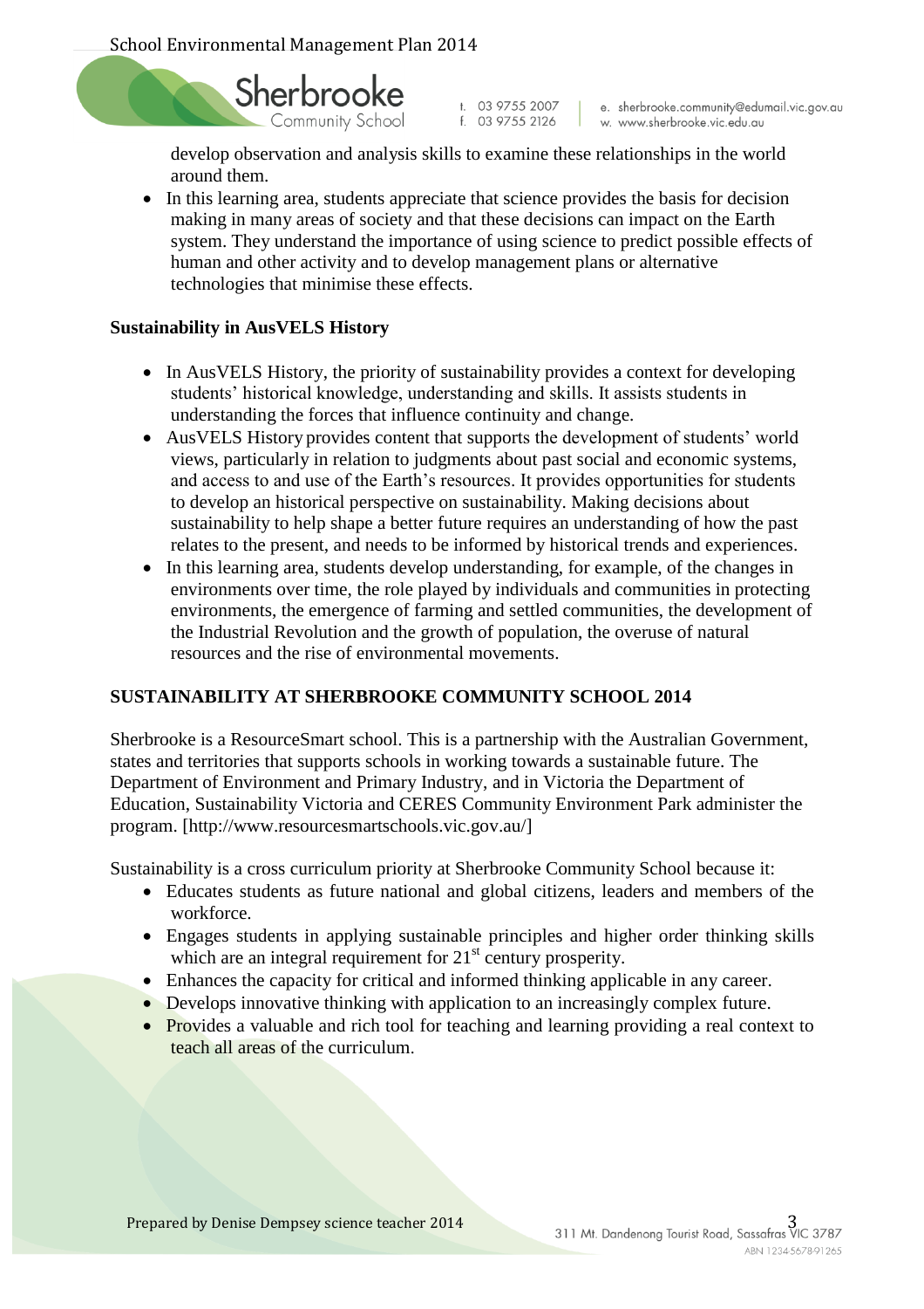develop observation and analysis skills to examine these relationships in the world around them.

- In this learning area, students appreciate that science provides the basis for decision making in many areas of society and that these decisions can impact on the Earth system. They understand the importance of using science to predict possible effects of human and other activity and to develop management plans or alternative technologies that minimise these effects.

**Sustainability in AusVELS History**

- In AusVELS History, the priority of sustainability provides a context for developing students' historical knowledge, understanding and skills. It assists students in understanding the forces that influence continuity and change.
- AusVELS History provides content that supports the development of students' world views, particularly in relation to judgments about past social and economic systems, and access to and use of the Earth's resources. It provides opportunities for students to develop an historical perspective on sustainability. Making decisions about sustainability to help shape a better future requires an understanding of how the past relates to the present, and needs to be informed by historical trends and experiences.
- In this learning area, students develop understanding, for example, of the changes in environments over time, the role played by individuals and communities in protecting environments, the emergence of farming and settled communities, the development of the Industrial Revolution and the growth of population, the overuse of natural resources and the rise of environmental movements.

**SUSTAINABILITY AT SHERBROOKE COMMUNITY SCHOOL 2014**

Sherbrooke is a ResourceSmart school. This is a partnership with the Australian Government, states and territories that supports schools in working towards a sustainable future. The Department of Environment and Primary Industry, and in Victoria the Department of Education, Sustainability Victoria and CERES Community Environment Park administer the program. [http://www.resourcesmartschools.vic.gov.au/]

Sustainability is a cross curriculum priority at Sherbrooke Community School because it:

- Educates students as future national and global citizens, leaders and members of the workforce.
- Engages students in applying sustainable principles and higher order thinking skills which are an integral requirement for 21st century prosperity.
- Enhances the capacity for critical and informed thinking applicable in any career.
- Develops innovative thinking with application to an increasingly complex future.
- Provides a valuable and rich tool for teaching and learning providing a real context to teach all areas of the curriculum.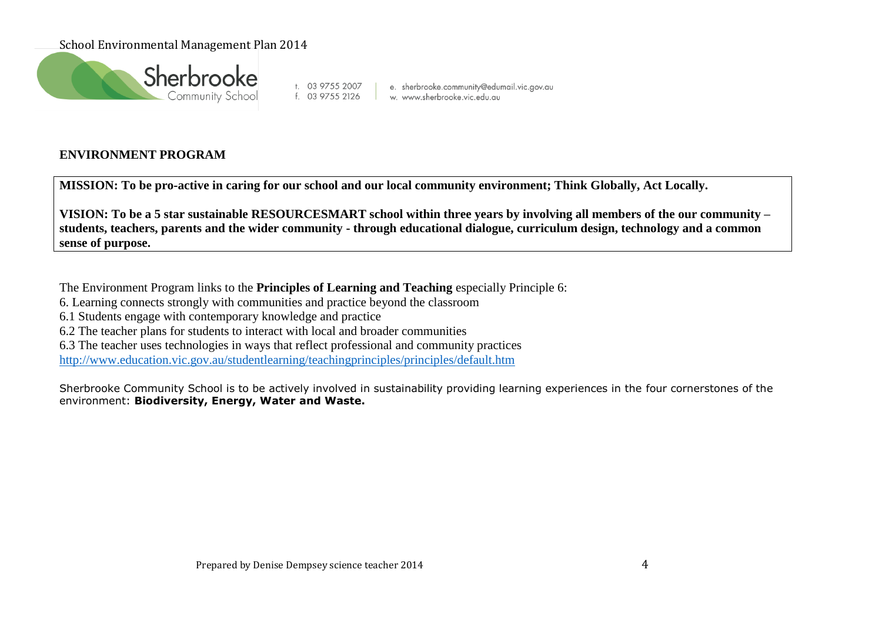## ENVIRONMENT PROGRAM

**MISSION: To be pro-active in caring for our school and our local community environment; Think Globally, Act Locally.**

**VISION: To be a 5 star sustainable RESOURCESMART school within three years by involving all members of the our community – students, teachers, parents and the wider community - through educational dialogue, curriculum design, technology and a common sense of purpose.**

The Environment Program links to the **Principles of Learning and Teaching** especially Principle 6:

6. Learning connects strongly with communities and practice beyond the classroom
6.1 Students engage with contemporary knowledge and practice
6.2 The teacher plans for students to interact with local and broader communities
6.3 The teacher uses technologies in ways that reflect professional and community practices

http://www.education.vic.gov.au/studentlearning/teachingprinciples/principles/default.htm

Sherbrooke Community School is to be actively involved in sustainability providing learning experiences in the four cornerstones of the environment: **Biodiversity, Energy, Water and Waste.**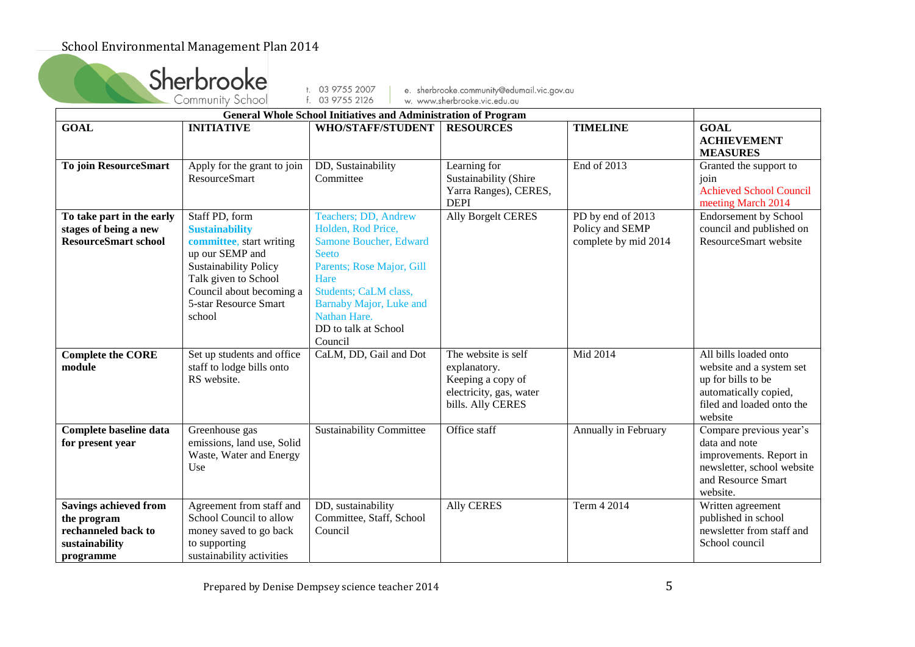School Environmental Management Plan 2014

Sherbrooke Community School

t. 03 9755 2007
f. 03 9755 2126
e. sherbrooke.community@edumail.vic.gov.au
w. www.sherbrooke.vic.edu.au

| General Whole School Initiatives and Administration of Program | | | | | |
|---|---|---|---|---|---|
| **GOAL** | **INITIATIVE** | **WHO/STAFF/STUDENT** | **RESOURCES** | **TIMELINE** | **GOAL ACHIEVEMENT MEASURES** |
| **To join ResourceSmart** | Apply for the grant to join ResourceSmart | DD, Sustainability Committee | Learning for Sustainability (Shire Yarra Ranges), CERES, DEPI | End of 2013 | Granted the support to join Achieved School Council meeting March 2014 |
| **To take part in the early stages of being a new ResourceSmart school** | Staff PD, form **Sustainability committee**, start writing up our SEMP and Sustainability Policy Talk given to School Council about becoming a 5-star Resource Smart school | Teachers; DD, Andrew Holden, Rod Price, Samone Boucher, Edward Seeto Parents; Rose Major, Gill Hare Students; CaLM class, Barnaby Major, Luke and Nathan Hare. DD to talk at School Council | Ally Borgelt CERES | PD by end of 2013 Policy and SEMP complete by mid 2014 | Endorsement by School council and published on ResourceSmart website |
| **Complete the CORE module** | Set up students and office staff to lodge bills onto RS website. | CaLM, DD, Gail and Dot | The website is self explanatory. Keeping a copy of electricity, gas, water bills. Ally CERES | Mid 2014 | All bills loaded onto website and a system set up for bills to be automatically copied, filed and loaded onto the website |
| **Complete baseline data for present year** | Greenhouse gas emissions, land use, Solid Waste, Water and Energy Use | Sustainability Committee | Office staff | Annually in February | Compare previous year's data and note improvements. Report in newsletter, school website and Resource Smart website. |
| **Savings achieved from the program rechanneled back to sustainability programme** | Agreement from staff and School Council to allow money saved to go back to supporting sustainability activities | DD, sustainability Committee, Staff, School Council | Ally CERES | Term 4 2014 | Written agreement published in school newsletter from staff and School council |

Prepared by Denise Dempsey science teacher 2014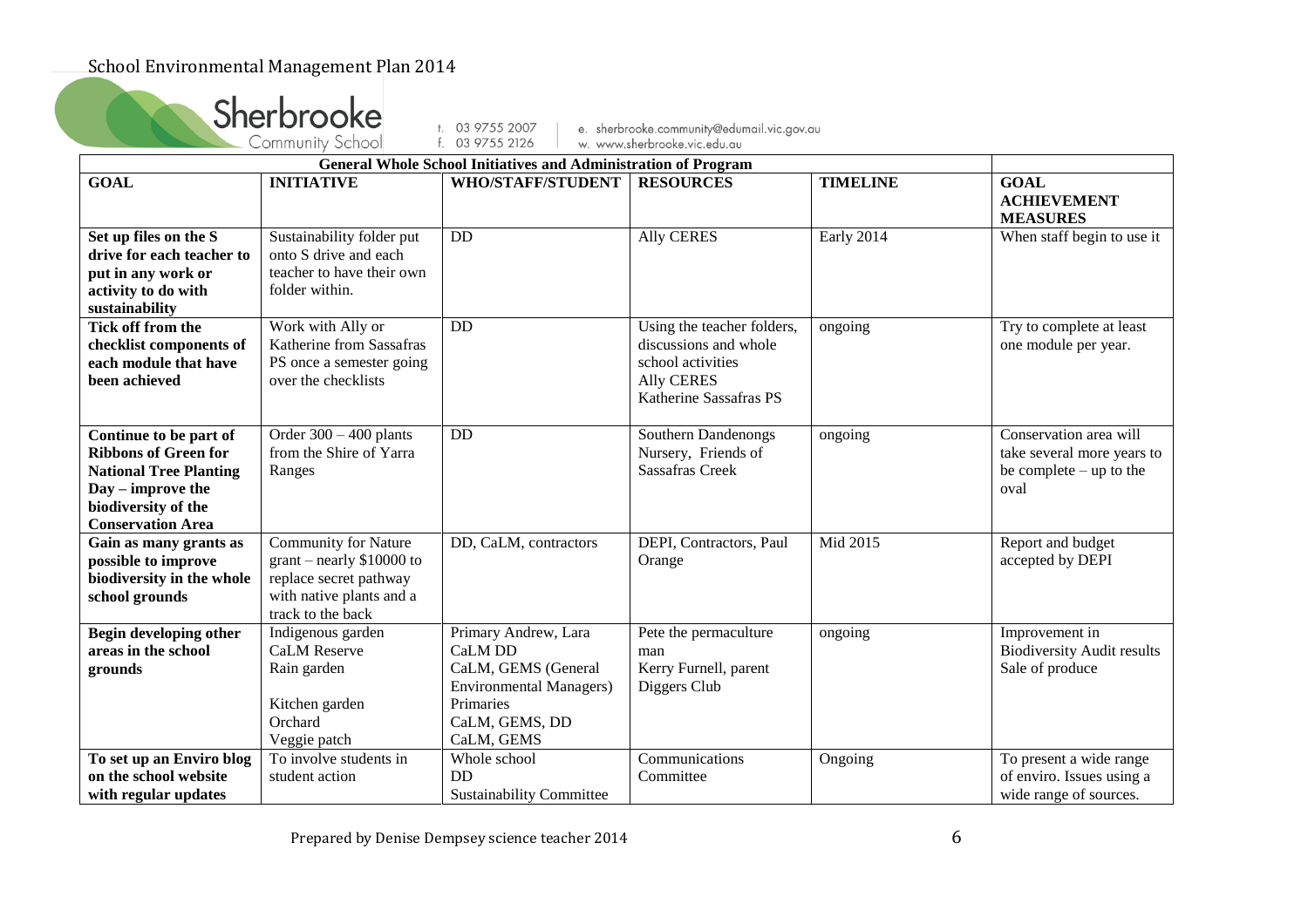| General Whole School Initiatives and Administration of Program | | | | | |
|---|---|---|---|---|---|
| **GOAL** | **INITIATIVE** | **WHO/STAFF/STUDENT** | **RESOURCES** | **TIMELINE** | **GOAL ACHIEVEMENT MEASURES** |
| **Set up files on the S drive for each teacher to put in any work or activity to do with sustainability** | Sustainability folder put onto S drive and each teacher to have their own folder within. | DD | Ally CERES | Early 2014 | When staff begin to use it |
| **Tick off from the checklist components of each module that have been achieved** | Work with Ally or Katherine from Sassafras PS once a semester going over the checklists | DD | Using the teacher folders, discussions and whole school activities<br>Ally CERES<br>Katherine Sassafras PS | ongoing | Try to complete at least one module per year. |
| **Continue to be part of Ribbons of Green for National Tree Planting Day – improve the biodiversity of the Conservation Area** | Order 300 – 400 plants from the Shire of Yarra Ranges | DD | Southern Dandenongs Nursery, Friends of Sassafras Creek | ongoing | Conservation area will take several more years to be complete – up to the oval |
| **Gain as many grants as possible to improve biodiversity in the whole school grounds** | Community for Nature grant – nearly $10000 to replace secret pathway with native plants and a track to the back | DD, CaLM, contractors | DEPI, Contractors, Paul Orange | Mid 2015 | Report and budget accepted by DEPI |
| **Begin developing other areas in the school grounds** | Indigenous garden<br>CaLM Reserve<br>Rain garden<br><br>Kitchen garden<br>Orchard<br>Veggie patch | Primary Andrew, Lara<br>CaLM DD<br>CaLM, GEMS (General Environmental Managers)<br>Primaries<br>CaLM, GEMS, DD<br>CaLM, GEMS | Pete the permaculture man<br>Kerry Furnell, parent<br>Diggers Club | ongoing | Improvement in Biodiversity Audit results<br>Sale of produce |
| **To set up an Enviro blog on the school website with regular updates** | To involve students in student action | Whole school<br>DD<br>Sustainability Committee | Communications Committee | Ongoing | To present a wide range of enviro. Issues using a wide range of sources. |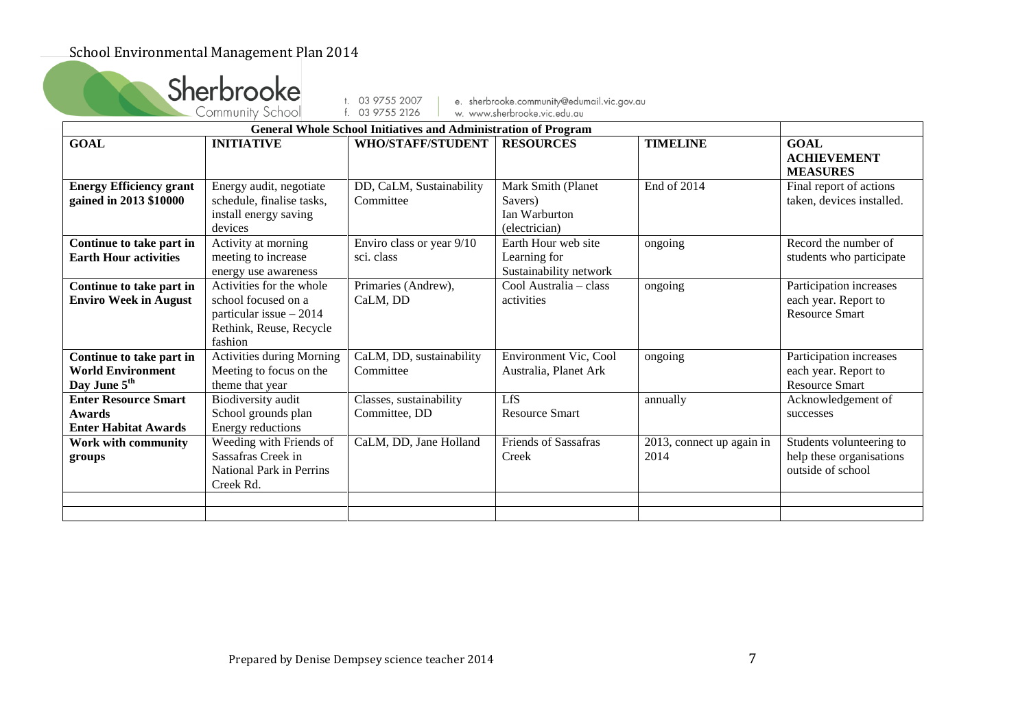| General Whole School Initiatives and Administration of Program | | | | | |
|---|---|---|---|---|---|
| **GOAL** | **INITIATIVE** | **WHO/STAFF/STUDENT** | **RESOURCES** | **TIMELINE** | **GOAL ACHIEVEMENT MEASURES** |
| **Energy Efficiency grant gained in 2013 $10000** | Energy audit, negotiate schedule, finalise tasks, install energy saving devices | DD, CaLM, Sustainability Committee | Mark Smith (Planet Savers) Ian Warburton (electrician) | End of 2014 | Final report of actions taken, devices installed. |
| **Continue to take part in Earth Hour activities** | Activity at morning meeting to increase energy use awareness | Enviro class or year 9/10 sci. class | Earth Hour web site Learning for Sustainability network | ongoing | Record the number of students who participate |
| **Continue to take part in Enviro Week in August** | Activities for the whole school focused on a particular issue – 2014 Rethink, Reuse, Recycle fashion | Primaries (Andrew), CaLM, DD | Cool Australia – class activities | ongoing | Participation increases each year. Report to Resource Smart |
| **Continue to take part in World Environment Day June 5th** | Activities during Morning Meeting to focus on the theme that year | CaLM, DD, sustainability Committee | Environment Vic, Cool Australia, Planet Ark | ongoing | Participation increases each year. Report to Resource Smart |
| **Enter Resource Smart Awards Enter Habitat Awards** | Biodiversity audit School grounds plan Energy reductions | Classes, sustainability Committee, DD | LfS Resource Smart | annually | Acknowledgement of successes |
| **Work with community groups** | Weeding with Friends of Sassafras Creek in National Park in Perrins Creek Rd. | CaLM, DD, Jane Holland | Friends of Sassafras Creek | 2013, connect up again in 2014 | Students volunteering to help these organisations outside of school |
| | | | | | |
| | | | | | |